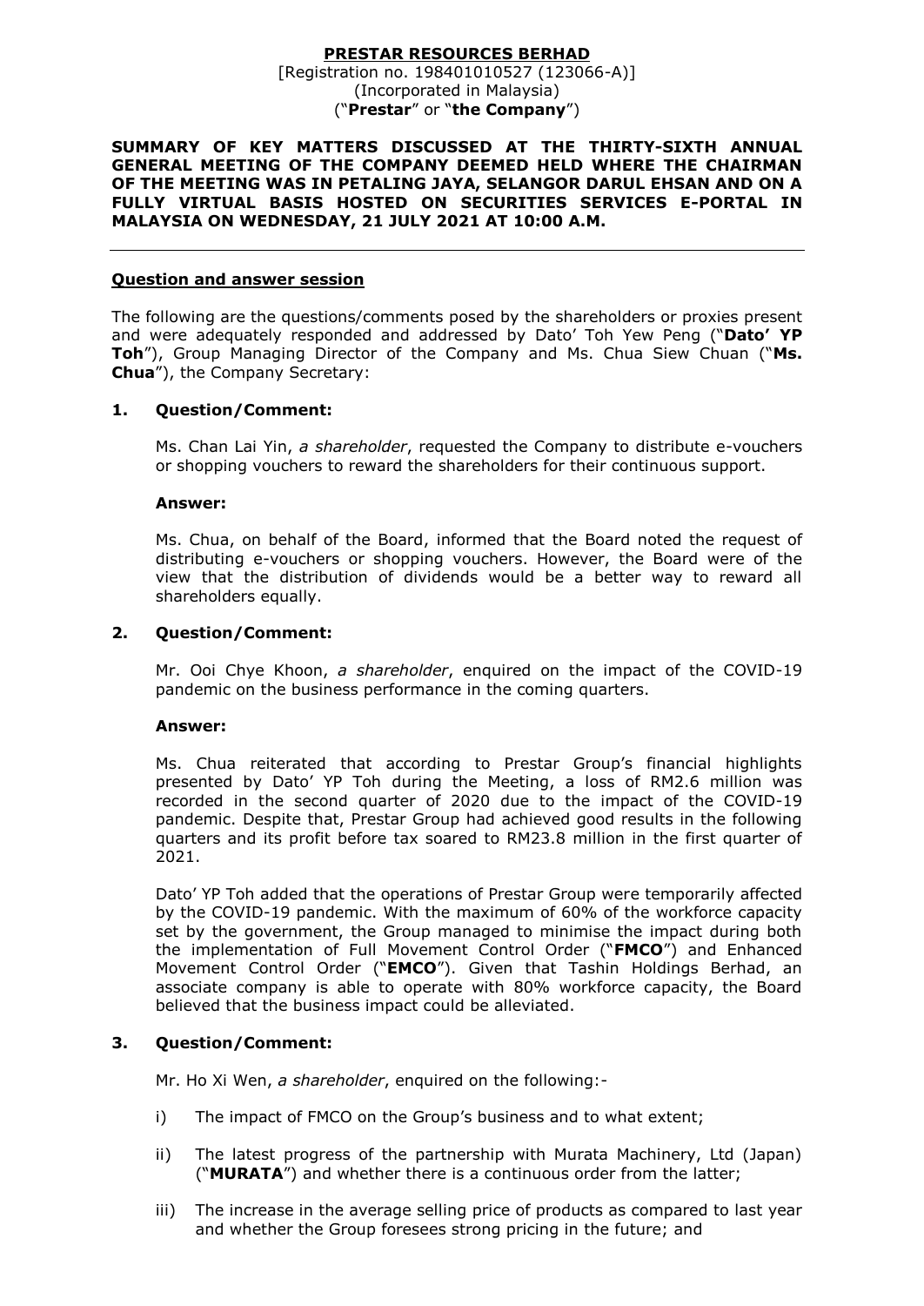**PRESTAR RESOURCES BERHAD**
[Registration no. 198401010527 (123066-A)]
(Incorporated in Malaysia)
("**Prestar**" or "**the Company**")

**SUMMARY OF KEY MATTERS DISCUSSED AT THE THIRTY-SIXTH ANNUAL GENERAL MEETING OF THE COMPANY DEEMED HELD WHERE THE CHAIRMAN OF THE MEETING WAS IN PETALING JAYA, SELANGOR DARUL EHSAN AND ON A FULLY VIRTUAL BASIS HOSTED ON SECURITIES SERVICES E-PORTAL IN MALAYSIA ON WEDNESDAY, 21 JULY 2021 AT 10:00 A.M.**

---

**Question and answer session**

The following are the questions/comments posed by the shareholders or proxies present and were adequately responded and addressed by Dato' Toh Yew Peng ("**Dato' YP Toh**"), Group Managing Director of the Company and Ms. Chua Siew Chuan ("**Ms. Chua**"), the Company Secretary:

**1. Question/Comment:**

Ms. Chan Lai Yin, *a shareholder*, requested the Company to distribute e-vouchers or shopping vouchers to reward the shareholders for their continuous support.

**Answer:**

Ms. Chua, on behalf of the Board, informed that the Board noted the request of distributing e-vouchers or shopping vouchers. However, the Board were of the view that the distribution of dividends would be a better way to reward all shareholders equally.

**2. Question/Comment:**

Mr. Ooi Chye Khoon, *a shareholder*, enquired on the impact of the COVID-19 pandemic on the business performance in the coming quarters.

**Answer:**

Ms. Chua reiterated that according to Prestar Group's financial highlights presented by Dato' YP Toh during the Meeting, a loss of RM2.6 million was recorded in the second quarter of 2020 due to the impact of the COVID-19 pandemic. Despite that, Prestar Group had achieved good results in the following quarters and its profit before tax soared to RM23.8 million in the first quarter of 2021.

Dato' YP Toh added that the operations of Prestar Group were temporarily affected by the COVID-19 pandemic. With the maximum of 60% of the workforce capacity set by the government, the Group managed to minimise the impact during both the implementation of Full Movement Control Order ("**FMCO**") and Enhanced Movement Control Order ("**EMCO**"). Given that Tashin Holdings Berhad, an associate company is able to operate with 80% workforce capacity, the Board believed that the business impact could be alleviated.

**3. Question/Comment:**

Mr. Ho Xi Wen, *a shareholder*, enquired on the following:-

i) The impact of FMCO on the Group's business and to what extent;

ii) The latest progress of the partnership with Murata Machinery, Ltd (Japan) ("**MURATA**") and whether there is a continuous order from the latter;

iii) The increase in the average selling price of products as compared to last year and whether the Group foresees strong pricing in the future; and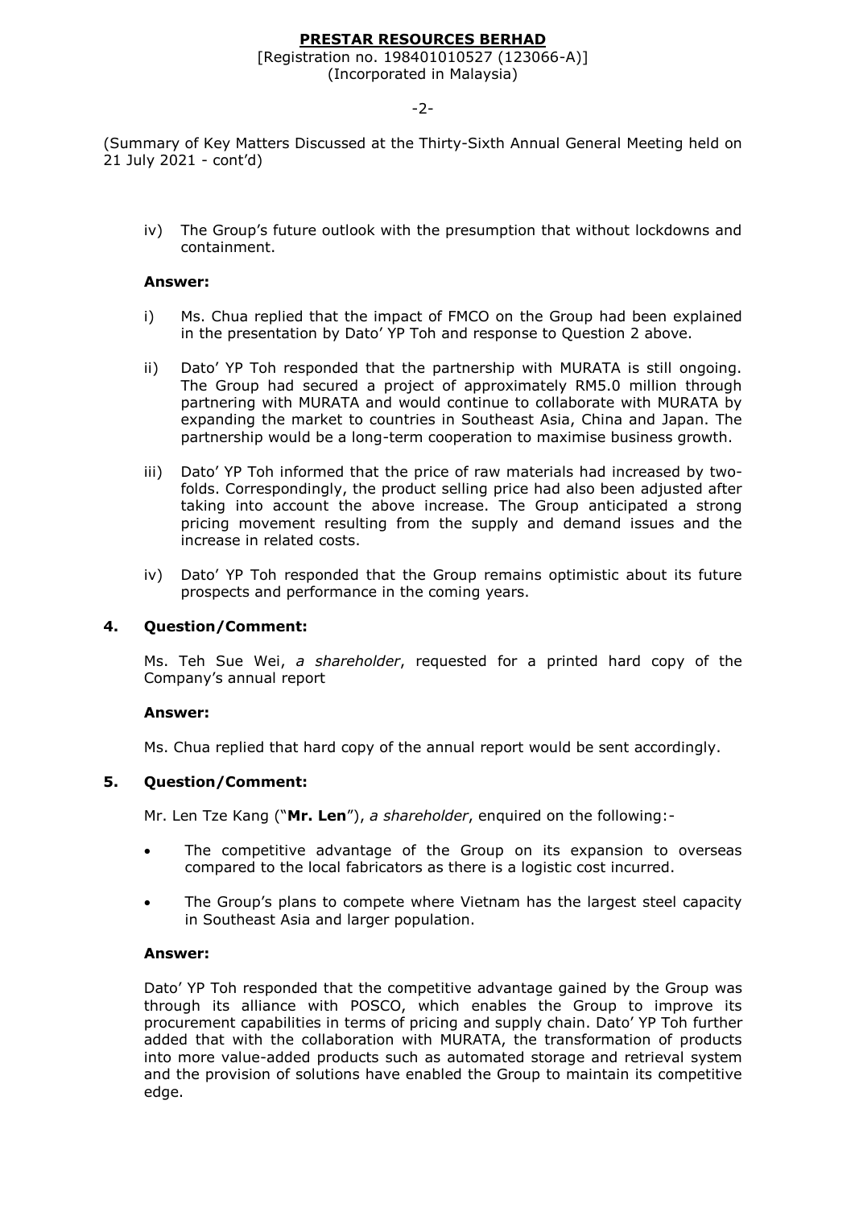(Summary of Key Matters Discussed at the Thirty-Sixth Annual General Meeting held on 21 July 2021 - cont'd)

iv) The Group's future outlook with the presumption that without lockdowns and containment.

**Answer:**

i) Ms. Chua replied that the impact of FMCO on the Group had been explained in the presentation by Dato' YP Toh and response to Question 2 above.

ii) Dato' YP Toh responded that the partnership with MURATA is still ongoing. The Group had secured a project of approximately RM5.0 million through partnering with MURATA and would continue to collaborate with MURATA by expanding the market to countries in Southeast Asia, China and Japan. The partnership would be a long-term cooperation to maximise business growth.

iii) Dato' YP Toh informed that the price of raw materials had increased by two-folds. Correspondingly, the product selling price had also been adjusted after taking into account the above increase. The Group anticipated a strong pricing movement resulting from the supply and demand issues and the increase in related costs.

iv) Dato' YP Toh responded that the Group remains optimistic about its future prospects and performance in the coming years.

## 4. Question/Comment:

Ms. Teh Sue Wei, *a shareholder*, requested for a printed hard copy of the Company's annual report

**Answer:**

Ms. Chua replied that hard copy of the annual report would be sent accordingly.

## 5. Question/Comment:

Mr. Len Tze Kang ("**Mr. Len**"), *a shareholder*, enquired on the following:-

- The competitive advantage of the Group on its expansion to overseas compared to the local fabricators as there is a logistic cost incurred.
- The Group's plans to compete where Vietnam has the largest steel capacity in Southeast Asia and larger population.

**Answer:**

Dato' YP Toh responded that the competitive advantage gained by the Group was through its alliance with POSCO, which enables the Group to improve its procurement capabilities in terms of pricing and supply chain. Dato' YP Toh further added that with the collaboration with MURATA, the transformation of products into more value-added products such as automated storage and retrieval system and the provision of solutions have enabled the Group to maintain its competitive edge.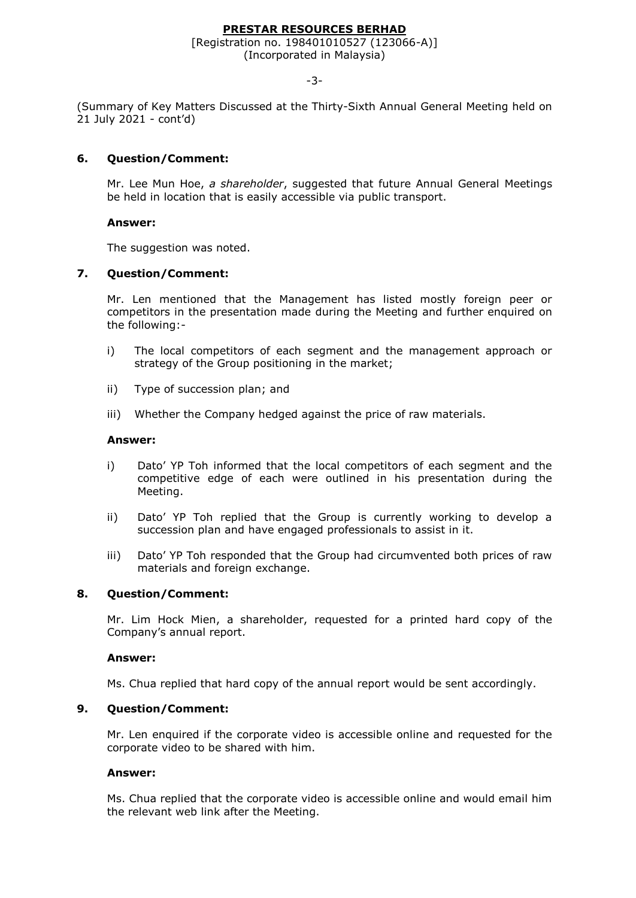(Summary of Key Matters Discussed at the Thirty-Sixth Annual General Meeting held on 21 July 2021 - cont'd)

**6. Question/Comment:**

Mr. Lee Mun Hoe, *a shareholder*, suggested that future Annual General Meetings be held in location that is easily accessible via public transport.

**Answer:**

The suggestion was noted.

**7. Question/Comment:**

Mr. Len mentioned that the Management has listed mostly foreign peer or competitors in the presentation made during the Meeting and further enquired on the following:-

i) The local competitors of each segment and the management approach or strategy of the Group positioning in the market;

ii) Type of succession plan; and

iii) Whether the Company hedged against the price of raw materials.

**Answer:**

i) Dato' YP Toh informed that the local competitors of each segment and the competitive edge of each were outlined in his presentation during the Meeting.

ii) Dato' YP Toh replied that the Group is currently working to develop a succession plan and have engaged professionals to assist in it.

iii) Dato' YP Toh responded that the Group had circumvented both prices of raw materials and foreign exchange.

**8. Question/Comment:**

Mr. Lim Hock Mien, a shareholder, requested for a printed hard copy of the Company's annual report.

**Answer:**

Ms. Chua replied that hard copy of the annual report would be sent accordingly.

**9. Question/Comment:**

Mr. Len enquired if the corporate video is accessible online and requested for the corporate video to be shared with him.

**Answer:**

Ms. Chua replied that the corporate video is accessible online and would email him the relevant web link after the Meeting.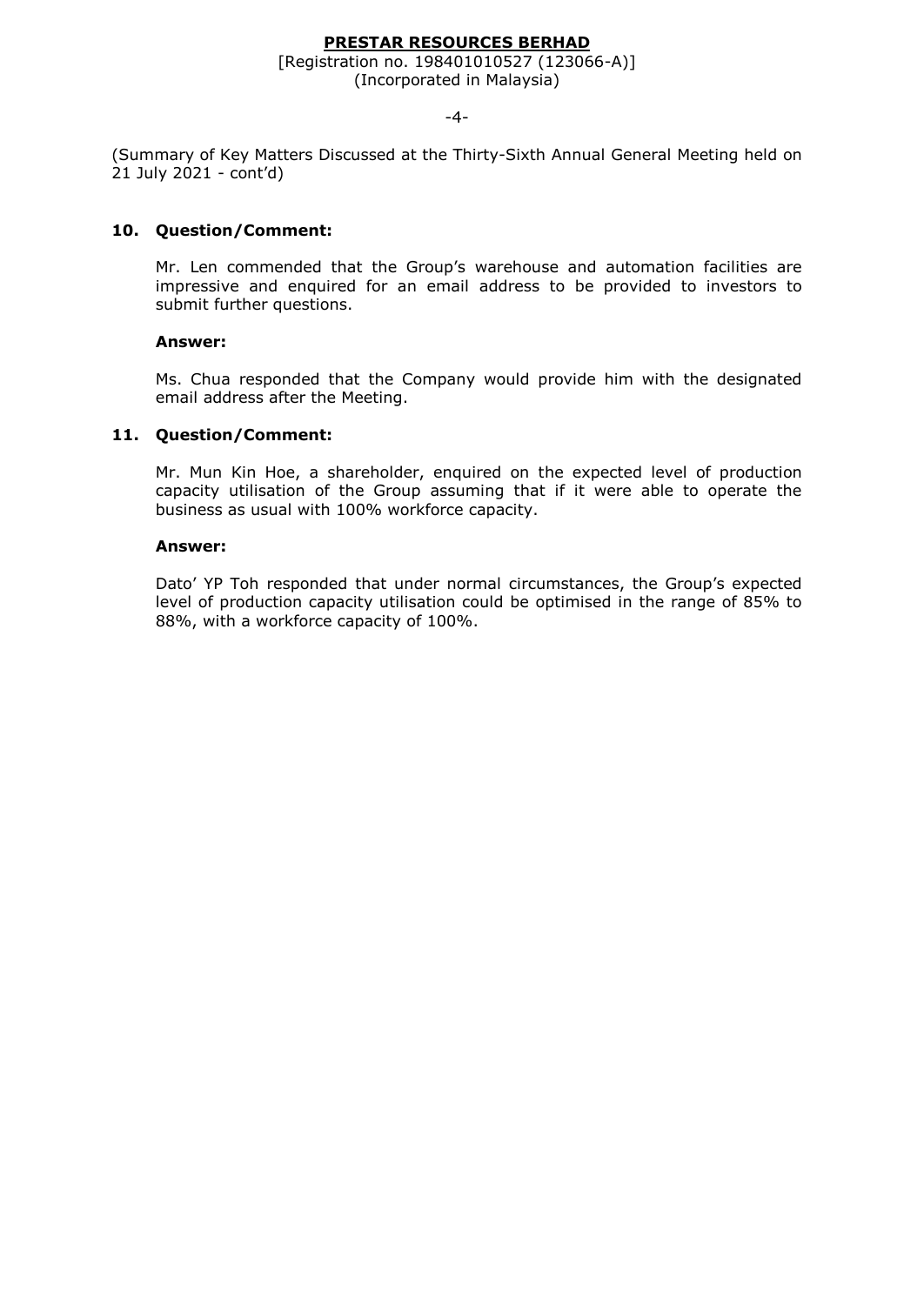(Summary of Key Matters Discussed at the Thirty-Sixth Annual General Meeting held on 21 July 2021 - cont'd)

**10. Question/Comment:**

Mr. Len commended that the Group's warehouse and automation facilities are impressive and enquired for an email address to be provided to investors to submit further questions.

**Answer:**

Ms. Chua responded that the Company would provide him with the designated email address after the Meeting.

**11. Question/Comment:**

Mr. Mun Kin Hoe, a shareholder, enquired on the expected level of production capacity utilisation of the Group assuming that if it were able to operate the business as usual with 100% workforce capacity.

**Answer:**

Dato' YP Toh responded that under normal circumstances, the Group's expected level of production capacity utilisation could be optimised in the range of 85% to 88%, with a workforce capacity of 100%.